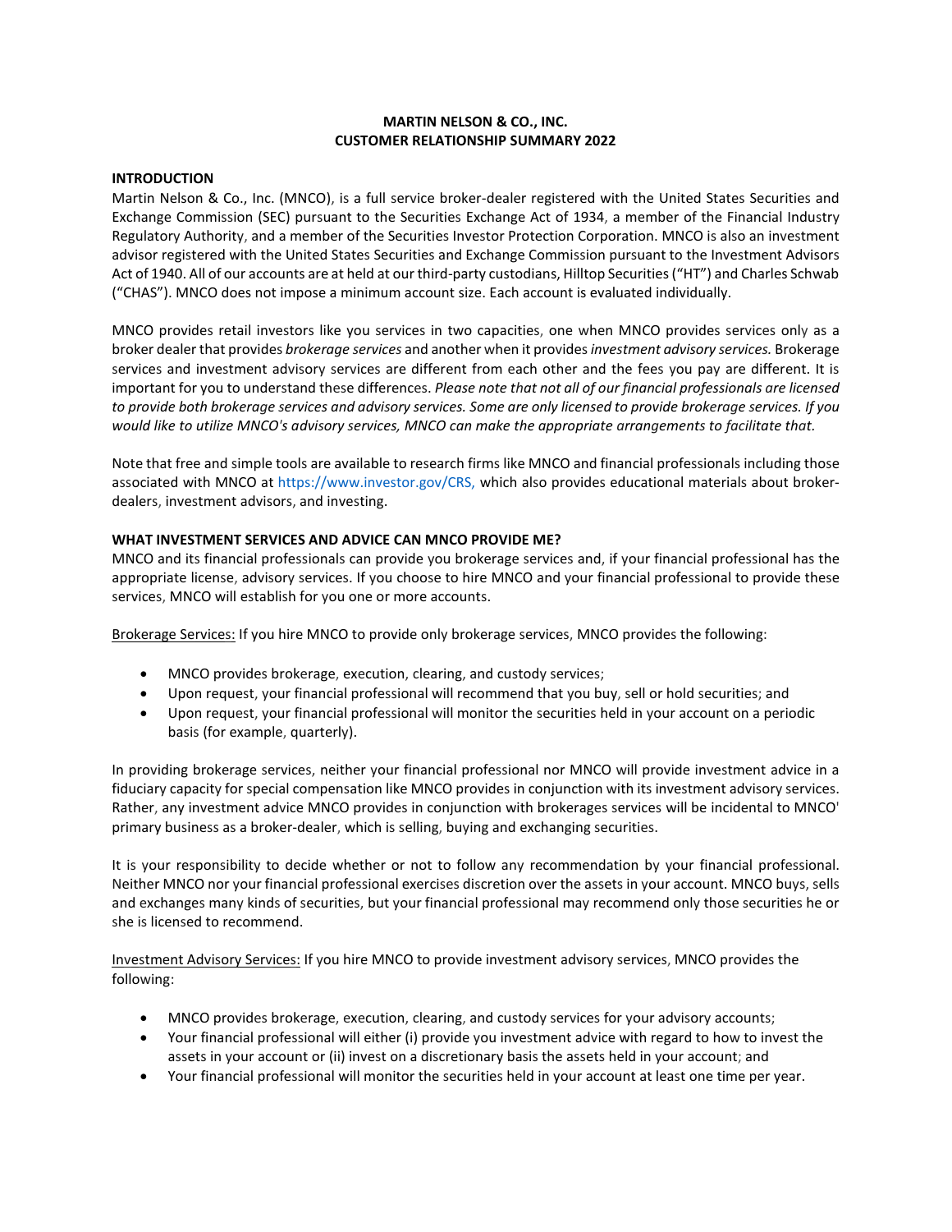# MARTIN NELSON & CO., INC.
## CUSTOMER RELATIONSHIP SUMMARY 2022

### INTRODUCTION

Martin Nelson & Co., Inc. (MNCO), is a full service broker-dealer registered with the United States Securities and Exchange Commission (SEC) pursuant to the Securities Exchange Act of 1934, a member of the Financial Industry Regulatory Authority, and a member of the Securities Investor Protection Corporation. MNCO is also an investment advisor registered with the United States Securities and Exchange Commission pursuant to the Investment Advisors Act of 1940. All of our accounts are at held at our third-party custodians, Hilltop Securities ("HT") and Charles Schwab ("CHAS"). MNCO does not impose a minimum account size. Each account is evaluated individually.

MNCO provides retail investors like you services in two capacities, one when MNCO provides services only as a broker dealer that provides *brokerage services* and another when it provides *investment advisory services.* Brokerage services and investment advisory services are different from each other and the fees you pay are different. It is important for you to understand these differences. *Please note that not all of our financial professionals are licensed to provide both brokerage services and advisory services. Some are only licensed to provide brokerage services. If you would like to utilize MNCO's advisory services, MNCO can make the appropriate arrangements to facilitate that.*

Note that free and simple tools are available to research firms like MNCO and financial professionals including those associated with MNCO at https://www.investor.gov/CRS, which also provides educational materials about broker-dealers, investment advisors, and investing.

### WHAT INVESTMENT SERVICES AND ADVICE CAN MNCO PROVIDE ME?

MNCO and its financial professionals can provide you brokerage services and, if your financial professional has the appropriate license, advisory services. If you choose to hire MNCO and your financial professional to provide these services, MNCO will establish for you one or more accounts.

<u>Brokerage Services:</u> If you hire MNCO to provide only brokerage services, MNCO provides the following:

- MNCO provides brokerage, execution, clearing, and custody services;
- Upon request, your financial professional will recommend that you buy, sell or hold securities; and
- Upon request, your financial professional will monitor the securities held in your account on a periodic basis (for example, quarterly).

In providing brokerage services, neither your financial professional nor MNCO will provide investment advice in a fiduciary capacity for special compensation like MNCO provides in conjunction with its investment advisory services. Rather, any investment advice MNCO provides in conjunction with brokerages services will be incidental to MNCO' primary business as a broker-dealer, which is selling, buying and exchanging securities.

It is your responsibility to decide whether or not to follow any recommendation by your financial professional. Neither MNCO nor your financial professional exercises discretion over the assets in your account. MNCO buys, sells and exchanges many kinds of securities, but your financial professional may recommend only those securities he or she is licensed to recommend.

<u>Investment Advisory Services:</u> If you hire MNCO to provide investment advisory services, MNCO provides the following:

- MNCO provides brokerage, execution, clearing, and custody services for your advisory accounts;
- Your financial professional will either (i) provide you investment advice with regard to how to invest the assets in your account or (ii) invest on a discretionary basis the assets held in your account; and
- Your financial professional will monitor the securities held in your account at least one time per year.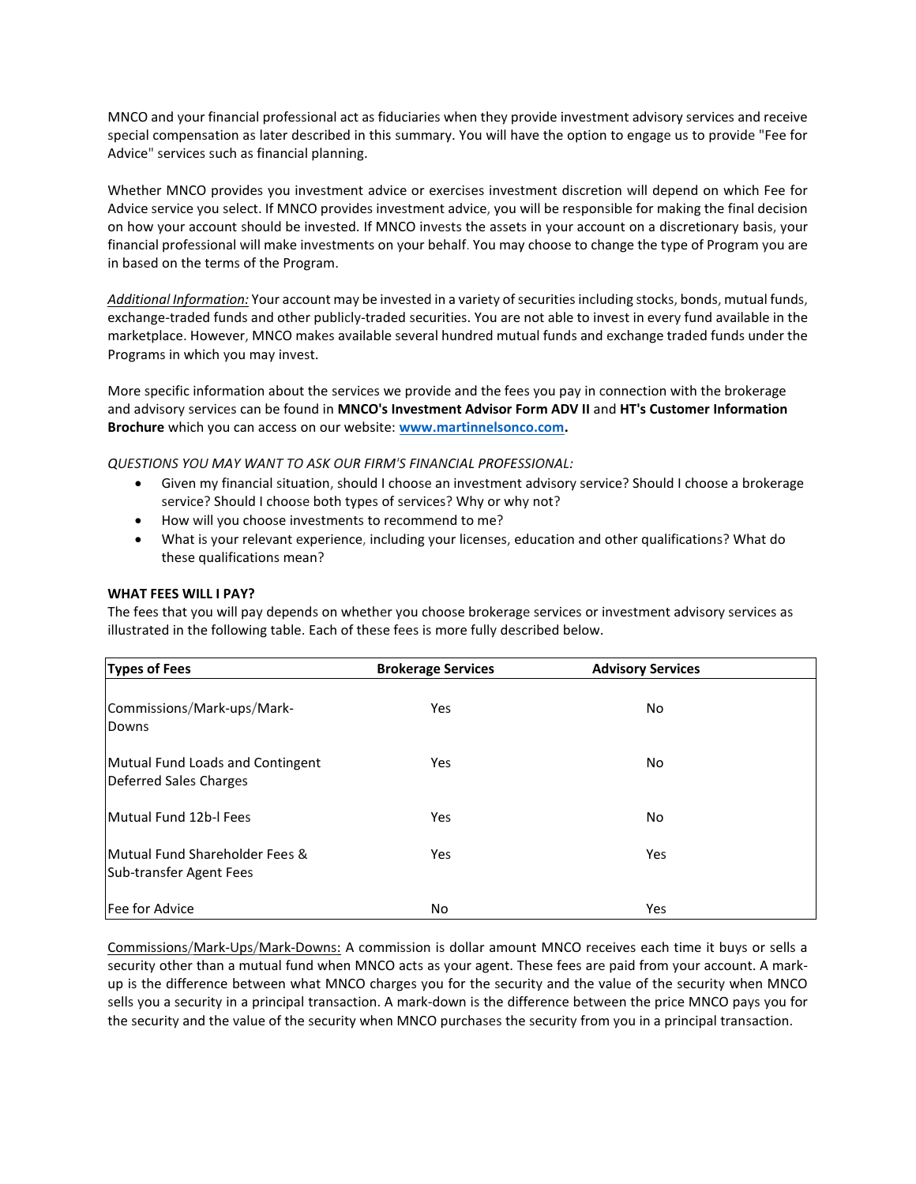MNCO and your financial professional act as fiduciaries when they provide investment advisory services and receive special compensation as later described in this summary. You will have the option to engage us to provide "Fee for Advice" services such as financial planning.

Whether MNCO provides you investment advice or exercises investment discretion will depend on which Fee for Advice service you select. If MNCO provides investment advice, you will be responsible for making the final decision on how your account should be invested. If MNCO invests the assets in your account on a discretionary basis, your financial professional will make investments on your behalf. You may choose to change the type of Program you are in based on the terms of the Program.

*Additional Information:* Your account may be invested in a variety of securities including stocks, bonds, mutual funds, exchange-traded funds and other publicly-traded securities. You are not able to invest in every fund available in the marketplace. However, MNCO makes available several hundred mutual funds and exchange traded funds under the Programs in which you may invest.

More specific information about the services we provide and the fees you pay in connection with the brokerage and advisory services can be found in **MNCO's Investment Advisor Form ADV II** and **HT's Customer Information Brochure** which you can access on our website: **www.martinnelsonco.com.**

*QUESTIONS YOU MAY WANT TO ASK OUR FIRM'S FINANCIAL PROFESSIONAL:*

- Given my financial situation, should I choose an investment advisory service? Should I choose a brokerage service? Should I choose both types of services? Why or why not?
- How will you choose investments to recommend to me?
- What is your relevant experience, including your licenses, education and other qualifications? What do these qualifications mean?

**WHAT FEES WILL I PAY?**

The fees that you will pay depends on whether you choose brokerage services or investment advisory services as illustrated in the following table. Each of these fees is more fully described below.

| Types of Fees | Brokerage Services | Advisory Services |
|---|---|---|
| Commissions/Mark-ups/Mark-Downs | Yes | No |
| Mutual Fund Loads and Contingent Deferred Sales Charges | Yes | No |
| Mutual Fund 12b-l Fees | Yes | No |
| Mutual Fund Shareholder Fees & Sub-transfer Agent Fees | Yes | Yes |
| Fee for Advice | No | Yes |

Commissions/Mark-Ups/Mark-Downs: A commission is dollar amount MNCO receives each time it buys or sells a security other than a mutual fund when MNCO acts as your agent. These fees are paid from your account. A mark-up is the difference between what MNCO charges you for the security and the value of the security when MNCO sells you a security in a principal transaction. A mark-down is the difference between the price MNCO pays you for the security and the value of the security when MNCO purchases the security from you in a principal transaction.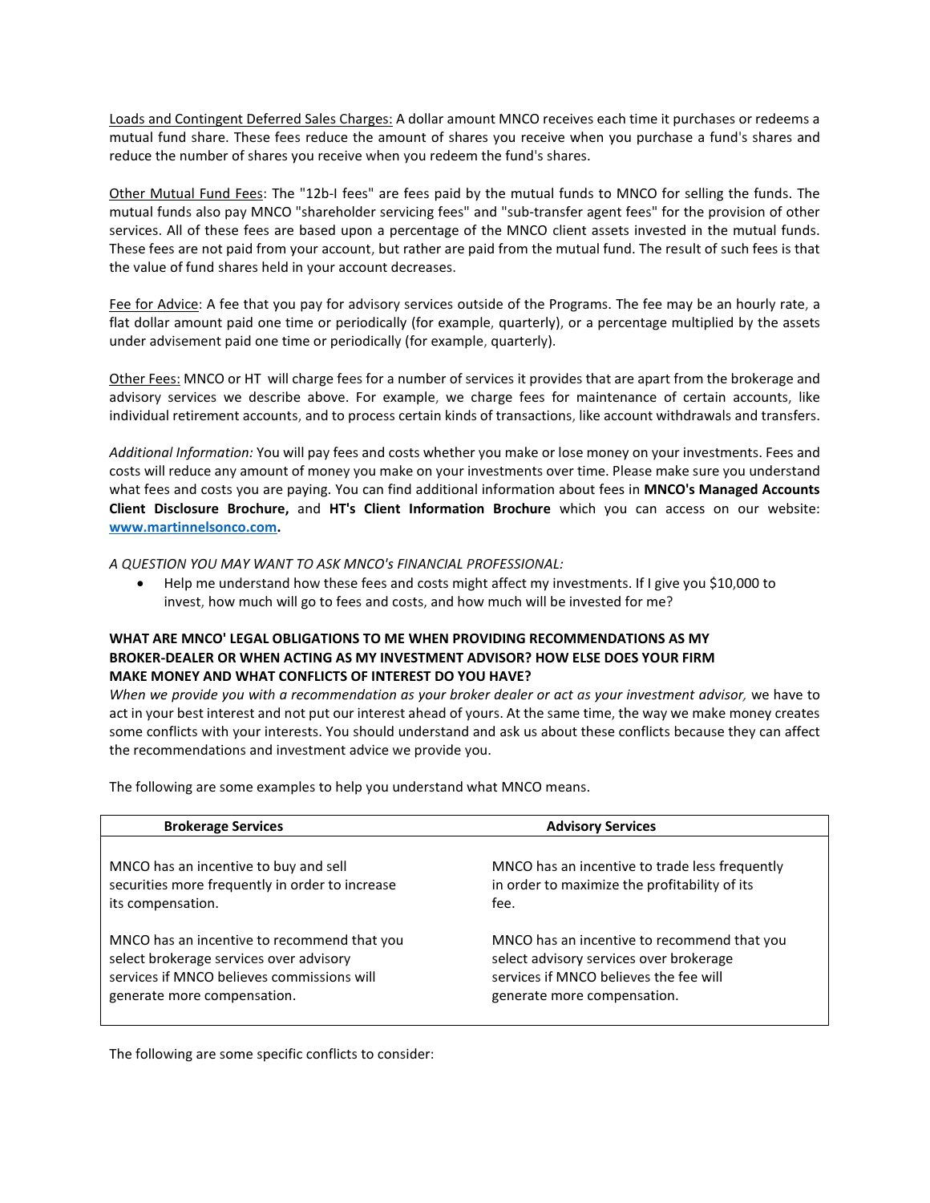Loads and Contingent Deferred Sales Charges: A dollar amount MNCO receives each time it purchases or redeems a mutual fund share. These fees reduce the amount of shares you receive when you purchase a fund's shares and reduce the number of shares you receive when you redeem the fund's shares.

Other Mutual Fund Fees: The "12b-I fees" are fees paid by the mutual funds to MNCO for selling the funds. The mutual funds also pay MNCO "shareholder servicing fees" and "sub-transfer agent fees" for the provision of other services. All of these fees are based upon a percentage of the MNCO client assets invested in the mutual funds. These fees are not paid from your account, but rather are paid from the mutual fund. The result of such fees is that the value of fund shares held in your account decreases.

Fee for Advice: A fee that you pay for advisory services outside of the Programs. The fee may be an hourly rate, a flat dollar amount paid one time or periodically (for example, quarterly), or a percentage multiplied by the assets under advisement paid one time or periodically (for example, quarterly).

Other Fees: MNCO or HT will charge fees for a number of services it provides that are apart from the brokerage and advisory services we describe above. For example, we charge fees for maintenance of certain accounts, like individual retirement accounts, and to process certain kinds of transactions, like account withdrawals and transfers.

*Additional Information:* You will pay fees and costs whether you make or lose money on your investments. Fees and costs will reduce any amount of money you make on your investments over time. Please make sure you understand what fees and costs you are paying. You can find additional information about fees in **MNCO's Managed Accounts Client Disclosure Brochure,** and **HT's Client Information Brochure** which you can access on our website: **[www.martinnelsonco.com](http://www.martinnelsonco.com).**

*A QUESTION YOU MAY WANT TO ASK MNCO's FINANCIAL PROFESSIONAL:*

- Help me understand how these fees and costs might affect my investments. If I give you $10,000 to invest, how much will go to fees and costs, and how much will be invested for me?

**WHAT ARE MNCO' LEGAL OBLIGATIONS TO ME WHEN PROVIDING RECOMMENDATIONS AS MY BROKER-DEALER OR WHEN ACTING AS MY INVESTMENT ADVISOR? HOW ELSE DOES YOUR FIRM MAKE MONEY AND WHAT CONFLICTS OF INTEREST DO YOU HAVE?**

*When we provide you with a recommendation as your broker dealer or act as your investment advisor,* we have to act in your best interest and not put our interest ahead of yours. At the same time, the way we make money creates some conflicts with your interests. You should understand and ask us about these conflicts because they can affect the recommendations and investment advice we provide you.

The following are some examples to help you understand what MNCO means.

| Brokerage Services | Advisory Services |
|---|---|
| MNCO has an incentive to buy and sell securities more frequently in order to increase its compensation. | MNCO has an incentive to trade less frequently in order to maximize the profitability of its fee. |
| MNCO has an incentive to recommend that you select brokerage services over advisory services if MNCO believes commissions will generate more compensation. | MNCO has an incentive to recommend that you select advisory services over brokerage services if MNCO believes the fee will generate more compensation. |

The following are some specific conflicts to consider: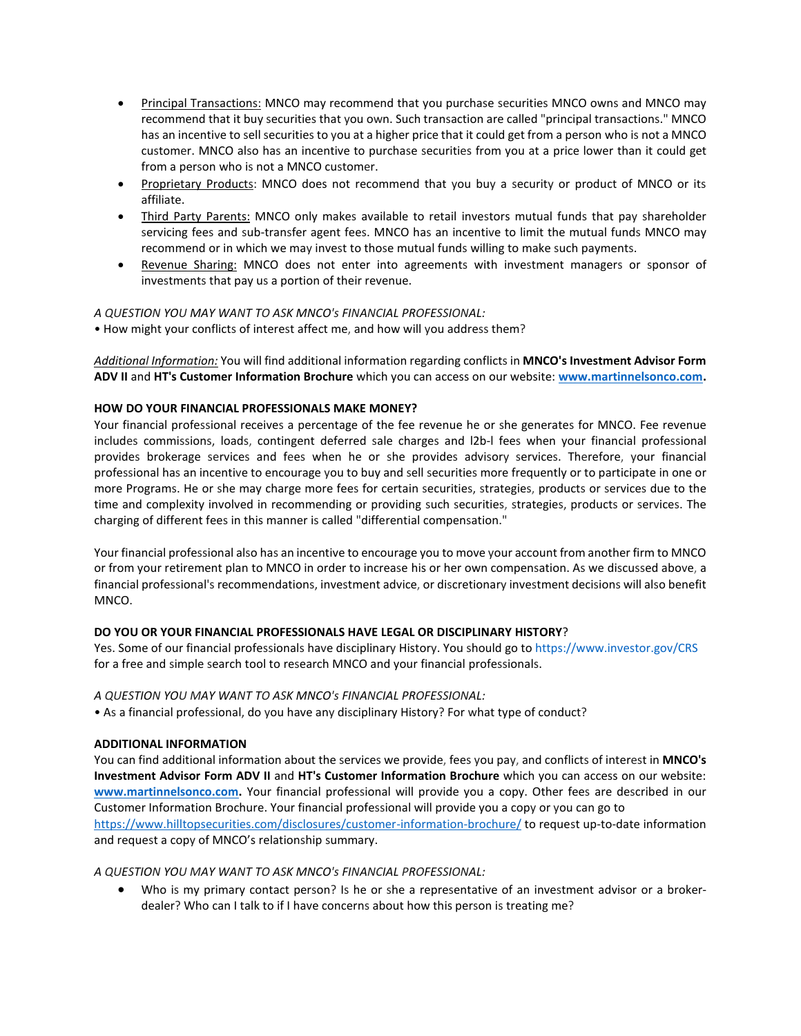- Principal Transactions: MNCO may recommend that you purchase securities MNCO owns and MNCO may recommend that it buy securities that you own. Such transaction are called "principal transactions." MNCO has an incentive to sell securities to you at a higher price that it could get from a person who is not a MNCO customer. MNCO also has an incentive to purchase securities from you at a price lower than it could get from a person who is not a MNCO customer.
- Proprietary Products: MNCO does not recommend that you buy a security or product of MNCO or its affiliate.
- Third Party Parents: MNCO only makes available to retail investors mutual funds that pay shareholder servicing fees and sub-transfer agent fees. MNCO has an incentive to limit the mutual funds MNCO may recommend or in which we may invest to those mutual funds willing to make such payments.
- Revenue Sharing: MNCO does not enter into agreements with investment managers or sponsor of investments that pay us a portion of their revenue.

*A QUESTION YOU MAY WANT TO ASK MNCO's FINANCIAL PROFESSIONAL:*

• How might your conflicts of interest affect me, and how will you address them?

*Additional Information:* You will find additional information regarding conflicts in **MNCO's Investment Advisor Form ADV II** and **HT's Customer Information Brochure** which you can access on our website: **www.martinnelsonco.com.**

**HOW DO YOUR FINANCIAL PROFESSIONALS MAKE MONEY?**

Your financial professional receives a percentage of the fee revenue he or she generates for MNCO. Fee revenue includes commissions, loads, contingent deferred sale charges and l2b-l fees when your financial professional provides brokerage services and fees when he or she provides advisory services. Therefore, your financial professional has an incentive to encourage you to buy and sell securities more frequently or to participate in one or more Programs. He or she may charge more fees for certain securities, strategies, products or services due to the time and complexity involved in recommending or providing such securities, strategies, products or services. The charging of different fees in this manner is called "differential compensation."

Your financial professional also has an incentive to encourage you to move your account from another firm to MNCO or from your retirement plan to MNCO in order to increase his or her own compensation. As we discussed above, a financial professional's recommendations, investment advice, or discretionary investment decisions will also benefit MNCO.

**DO YOU OR YOUR FINANCIAL PROFESSIONALS HAVE LEGAL OR DISCIPLINARY HISTORY?**

Yes. Some of our financial professionals have disciplinary History. You should go to https://www.investor.gov/CRS for a free and simple search tool to research MNCO and your financial professionals.

*A QUESTION YOU MAY WANT TO ASK MNCO's FINANCIAL PROFESSIONAL:*

• As a financial professional, do you have any disciplinary History? For what type of conduct?

**ADDITIONAL INFORMATION**

You can find additional information about the services we provide, fees you pay, and conflicts of interest in **MNCO's Investment Advisor Form ADV II** and **HT's Customer Information Brochure** which you can access on our website: **www.martinnelsonco.com.** Your financial professional will provide you a copy. Other fees are described in our Customer Information Brochure. Your financial professional will provide you a copy or you can go to https://www.hilltopsecurities.com/disclosures/customer-information-brochure/ to request up-to-date information and request a copy of MNCO's relationship summary.

*A QUESTION YOU MAY WANT TO ASK MNCO's FINANCIAL PROFESSIONAL:*

- Who is my primary contact person? Is he or she a representative of an investment advisor or a broker-dealer? Who can I talk to if I have concerns about how this person is treating me?